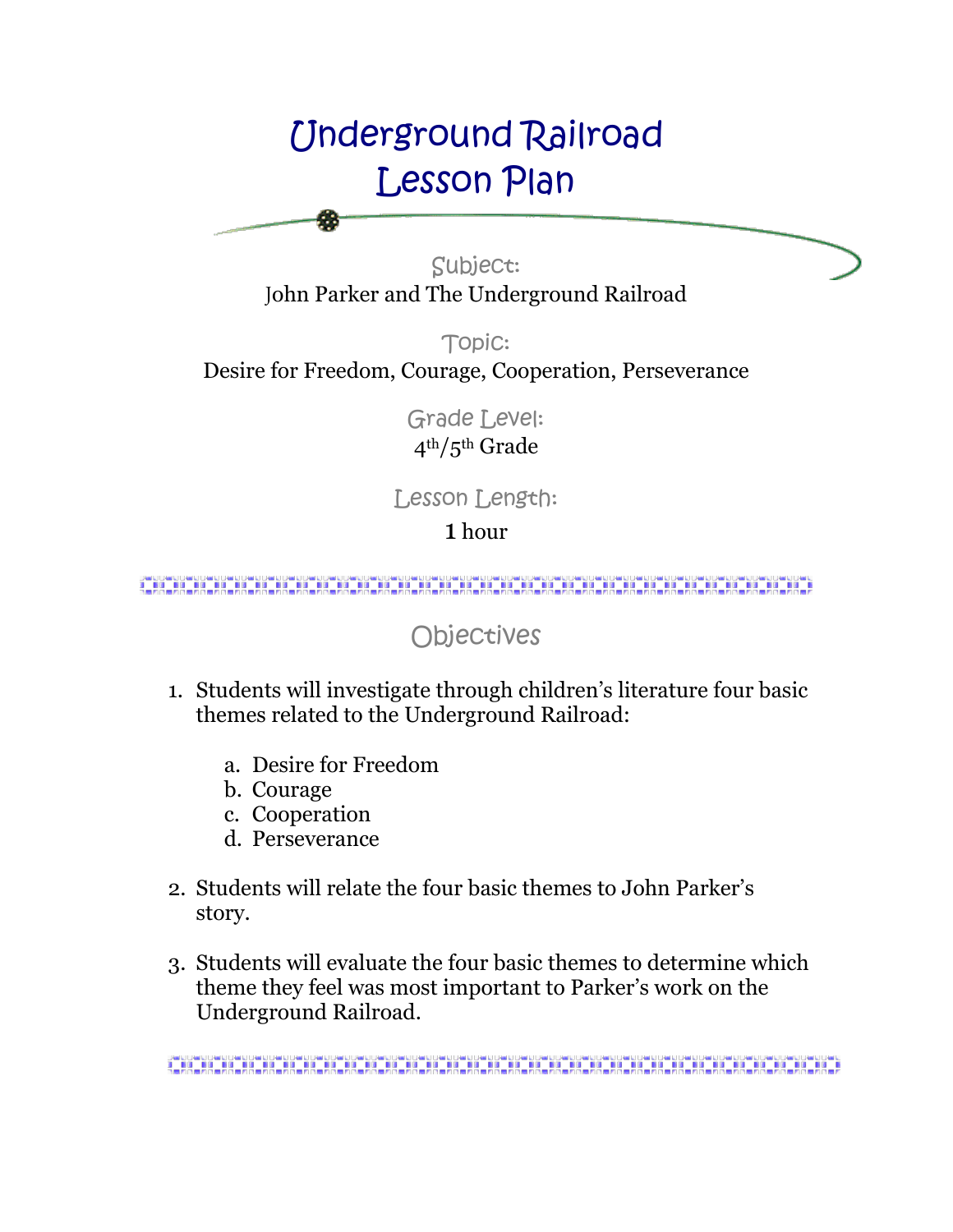# Underground Railroad Lesson Plan

Subject:

John Parker and The Underground Railroad

Topic:

Desire for Freedom, Courage, Cooperation, Perseverance

Grade Level:

4th/5th Grade

Lesson Length:

**1** hour

## Objectives

1. Students will investigate through children's literature four basic themes related to the Underground Railroad:

   a. Desire for Freedom
   b. Courage
   c. Cooperation
   d. Perseverance

2. Students will relate the four basic themes to John Parker's story.

3. Students will evaluate the four basic themes to determine which theme they feel was most important to Parker's work on the Underground Railroad.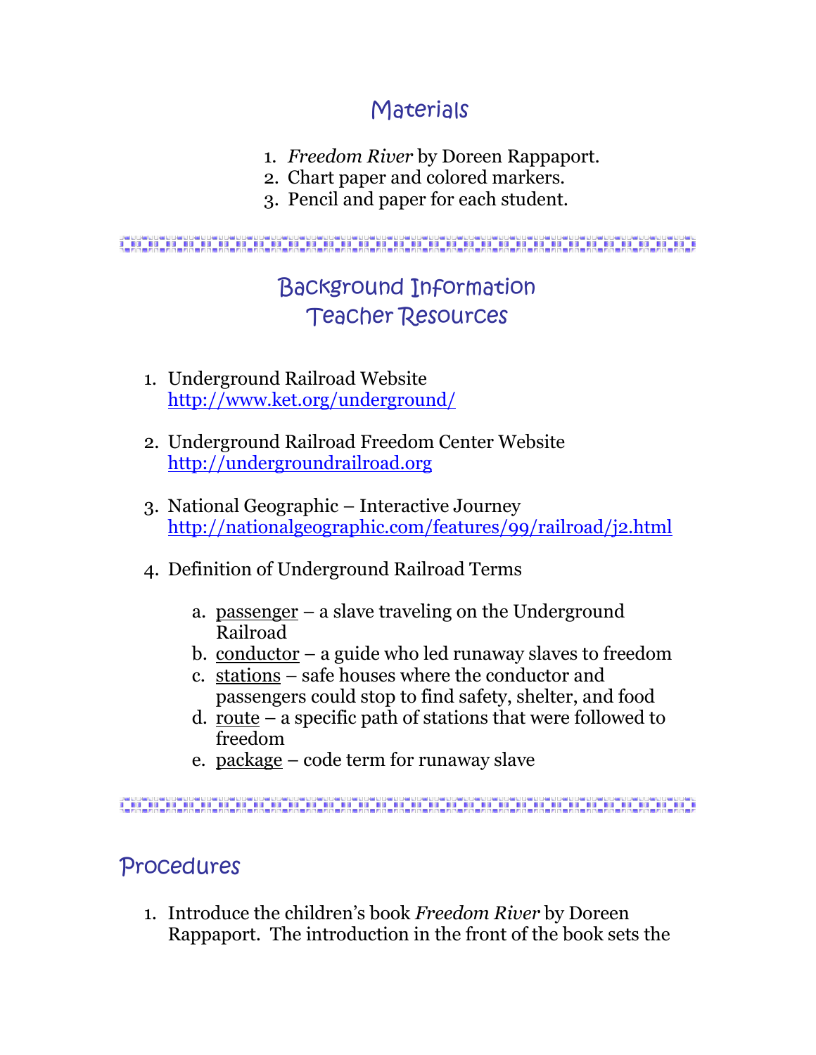## Materials

1. *Freedom River* by Doreen Rappaport.
2. Chart paper and colored markers.
3. Pencil and paper for each student.

## Background Information
## Teacher Resources

1. Underground Railroad Website
   http://www.ket.org/underground/

2. Underground Railroad Freedom Center Website
   http://undergroundrailroad.org

3. National Geographic – Interactive Journey
   http://nationalgeographic.com/features/99/railroad/j2.html

4. Definition of Underground Railroad Terms

   a. passenger – a slave traveling on the Underground Railroad
   b. conductor – a guide who led runaway slaves to freedom
   c. stations – safe houses where the conductor and passengers could stop to find safety, shelter, and food
   d. route – a specific path of stations that were followed to freedom
   e. package – code term for runaway slave

## Procedures

1. Introduce the children's book *Freedom River* by Doreen Rappaport. The introduction in the front of the book sets the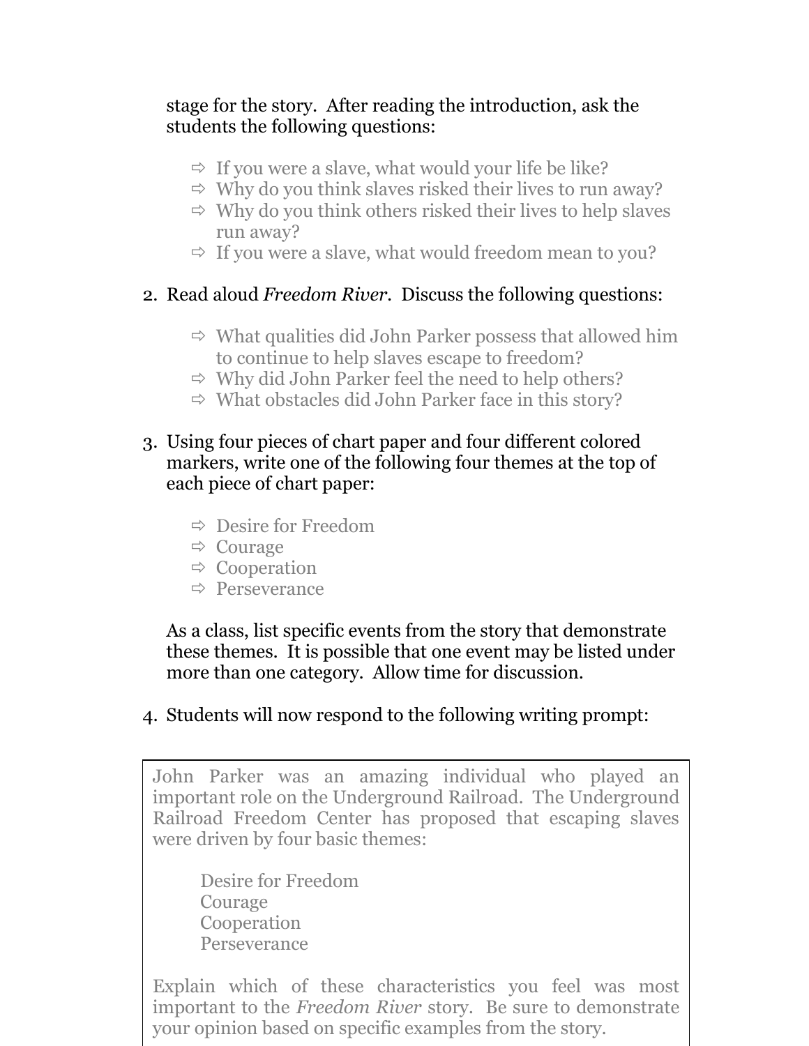stage for the story. After reading the introduction, ask the students the following questions:

- ⇨ If you were a slave, what would your life be like?
- ⇨ Why do you think slaves risked their lives to run away?
- ⇨ Why do you think others risked their lives to help slaves run away?
- ⇨ If you were a slave, what would freedom mean to you?

2. Read aloud *Freedom River*. Discuss the following questions:

   - ⇨ What qualities did John Parker possess that allowed him to continue to help slaves escape to freedom?
   - ⇨ Why did John Parker feel the need to help others?
   - ⇨ What obstacles did John Parker face in this story?

3. Using four pieces of chart paper and four different colored markers, write one of the following four themes at the top of each piece of chart paper:

   - ⇨ Desire for Freedom
   - ⇨ Courage
   - ⇨ Cooperation
   - ⇨ Perseverance

   As a class, list specific events from the story that demonstrate these themes. It is possible that one event may be listed under more than one category. Allow time for discussion.

4. Students will now respond to the following writing prompt:

> John Parker was an amazing individual who played an important role on the Underground Railroad. The Underground Railroad Freedom Center has proposed that escaping slaves were driven by four basic themes:
>
> Desire for Freedom
> Courage
> Cooperation
> Perseverance
>
> Explain which of these characteristics you feel was most important to the *Freedom River* story. Be sure to demonstrate your opinion based on specific examples from the story.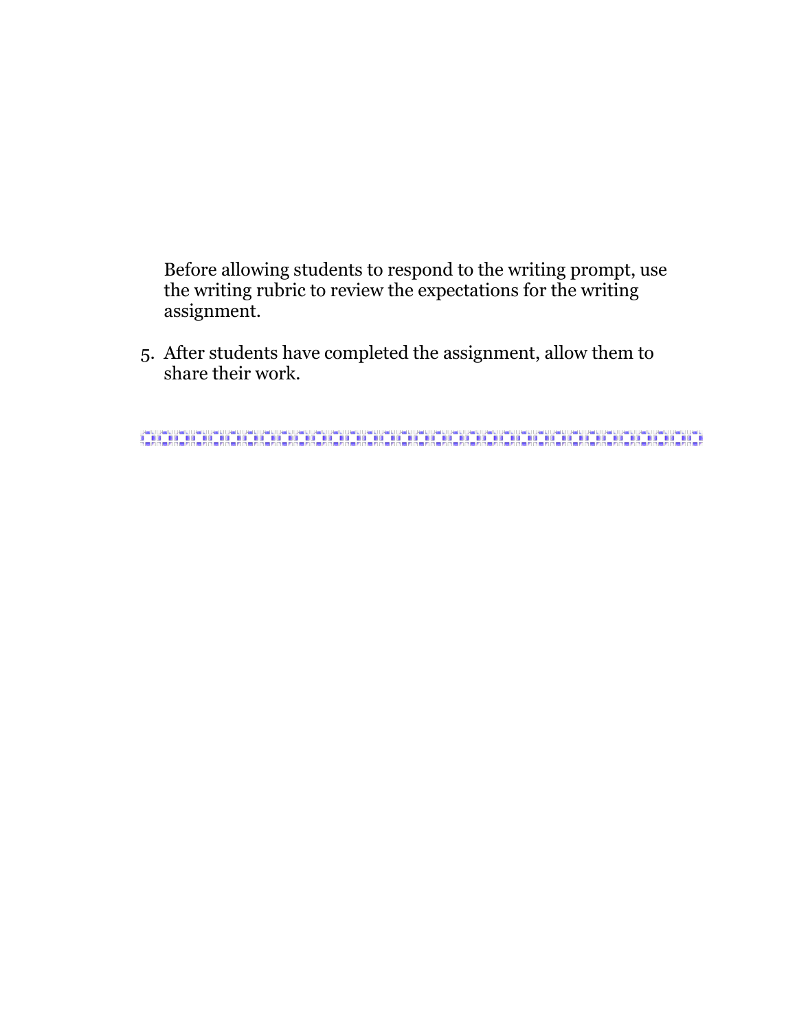Before allowing students to respond to the writing prompt, use the writing rubric to review the expectations for the writing assignment.

5. After students have completed the assignment, allow them to share their work.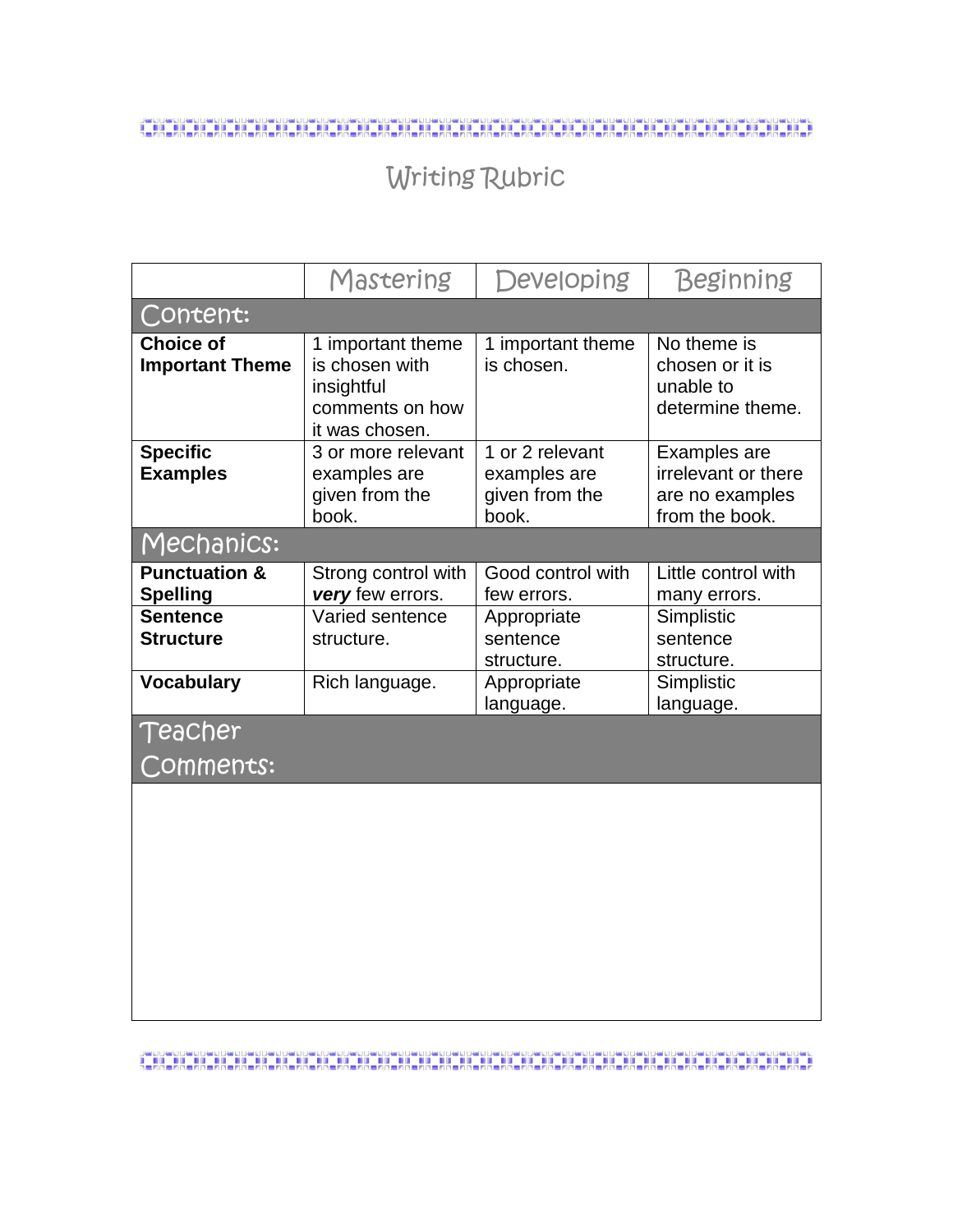# Writing Rubric

| | Mastering | Developing | Beginning |
|---|---|---|---|
| **Content:** | | | |
| **Choice of Important Theme** | 1 important theme is chosen with insightful comments on how it was chosen. | 1 important theme is chosen. | No theme is chosen or it is unable to determine theme. |
| **Specific Examples** | 3 or more relevant examples are given from the book. | 1 or 2 relevant examples are given from the book. | Examples are irrelevant or there are no examples from the book. |
| **Mechanics:** | | | |
| **Punctuation & Spelling** | Strong control with ***very*** few errors. | Good control with few errors. | Little control with many errors. |
| **Sentence Structure** | Varied sentence structure. | Appropriate sentence structure. | Simplistic sentence structure. |
| **Vocabulary** | Rich language. | Appropriate language. | Simplistic language. |
| **Teacher Comments:** | | | |
| | | | |